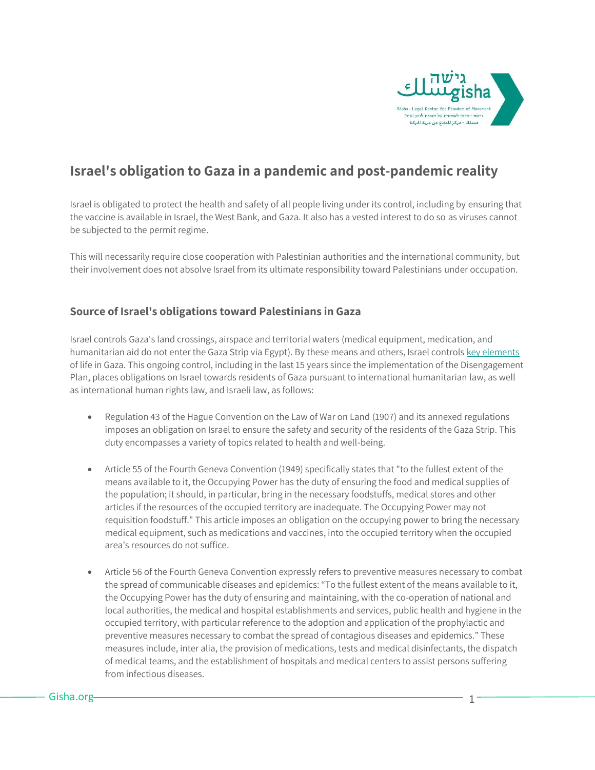# Israel's obligation to Gaza in a pandemic and post-pandemic reality

Israel is obligated to protect the health and safety of all people living under its control, including by ensuring that the vaccine is available in Israel, the West Bank, and Gaza. It also has a vested interest to do so as viruses cannot be subjected to the permit regime.

This will necessarily require close cooperation with Palestinian authorities and the international community, but their involvement does not absolve Israel from its ultimate responsibility toward Palestinians under occupation.

## Source of Israel's obligations toward Palestinians in Gaza

Israel controls Gaza's land crossings, airspace and territorial waters (medical equipment, medication, and humanitarian aid do not enter the Gaza Strip via Egypt). By these means and others, Israel controls key elements of life in Gaza. This ongoing control, including in the last 15 years since the implementation of the Disengagement Plan, places obligations on Israel towards residents of Gaza pursuant to international humanitarian law, as well as international human rights law, and Israeli law, as follows:

- Regulation 43 of the Hague Convention on the Law of War on Land (1907) and its annexed regulations imposes an obligation on Israel to ensure the safety and security of the residents of the Gaza Strip. This duty encompasses a variety of topics related to health and well-being.
- Article 55 of the Fourth Geneva Convention (1949) specifically states that "to the fullest extent of the means available to it, the Occupying Power has the duty of ensuring the food and medical supplies of the population; it should, in particular, bring in the necessary foodstuffs, medical stores and other articles if the resources of the occupied territory are inadequate. The Occupying Power may not requisition foodstuff." This article imposes an obligation on the occupying power to bring the necessary medical equipment, such as medications and vaccines, into the occupied territory when the occupied area's resources do not suffice.
- Article 56 of the Fourth Geneva Convention expressly refers to preventive measures necessary to combat the spread of communicable diseases and epidemics: "To the fullest extent of the means available to it, the Occupying Power has the duty of ensuring and maintaining, with the co-operation of national and local authorities, the medical and hospital establishments and services, public health and hygiene in the occupied territory, with particular reference to the adoption and application of the prophylactic and preventive measures necessary to combat the spread of contagious diseases and epidemics." These measures include, inter alia, the provision of medications, tests and medical disinfectants, the dispatch of medical teams, and the establishment of hospitals and medical centers to assist persons suffering from infectious diseases.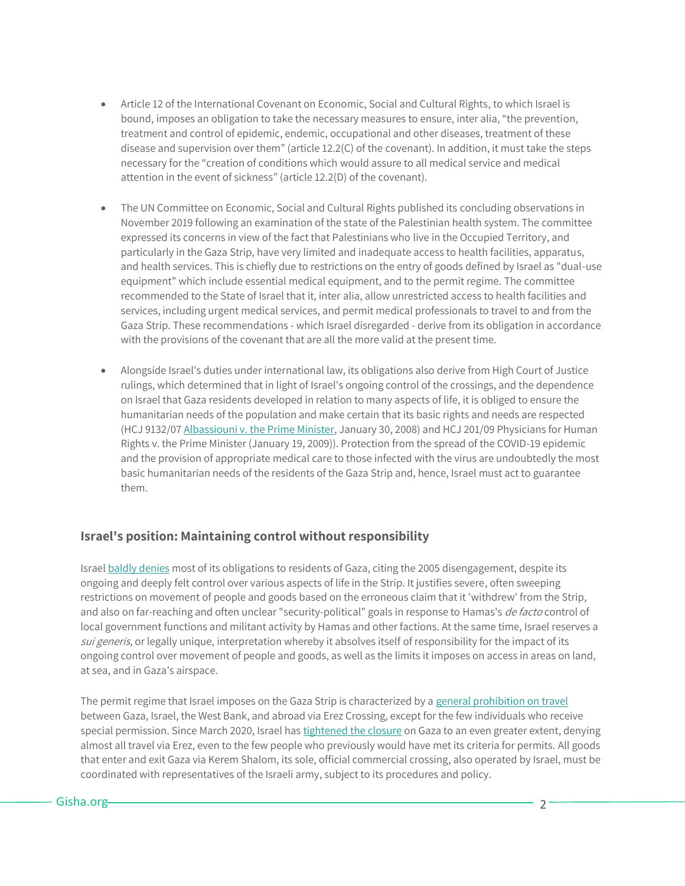- Article 12 of the International Covenant on Economic, Social and Cultural Rights, to which Israel is bound, imposes an obligation to take the necessary measures to ensure, inter alia, “the prevention, treatment and control of epidemic, endemic, occupational and other diseases, treatment of these disease and supervision over them” (article 12.2(C) of the covenant). In addition, it must take the steps necessary for the “creation of conditions which would assure to all medical service and medical attention in the event of sickness” (article 12.2(D) of the covenant).

- The UN Committee on Economic, Social and Cultural Rights published its concluding observations in November 2019 following an examination of the state of the Palestinian health system. The committee expressed its concerns in view of the fact that Palestinians who live in the Occupied Territory, and particularly in the Gaza Strip, have very limited and inadequate access to health facilities, apparatus, and health services. This is chiefly due to restrictions on the entry of goods defined by Israel as "dual-use equipment" which include essential medical equipment, and to the permit regime. The committee recommended to the State of Israel that it, inter alia, allow unrestricted access to health facilities and services, including urgent medical services, and permit medical professionals to travel to and from the Gaza Strip. These recommendations - which Israel disregarded - derive from its obligation in accordance with the provisions of the covenant that are all the more valid at the present time.

- Alongside Israel's duties under international law, its obligations also derive from High Court of Justice rulings, which determined that in light of Israel's ongoing control of the crossings, and the dependence on Israel that Gaza residents developed in relation to many aspects of life, it is obliged to ensure the humanitarian needs of the population and make certain that its basic rights and needs are respected (HCJ 9132/07 Albassiouni v. the Prime Minister, January 30, 2008) and HCJ 201/09 Physicians for Human Rights v. the Prime Minister (January 19, 2009)). Protection from the spread of the COVID-19 epidemic and the provision of appropriate medical care to those infected with the virus are undoubtedly the most basic humanitarian needs of the residents of the Gaza Strip and, hence, Israel must act to guarantee them.

## Israel's position: Maintaining control without responsibility

Israel baldly denies most of its obligations to residents of Gaza, citing the 2005 disengagement, despite its ongoing and deeply felt control over various aspects of life in the Strip. It justifies severe, often sweeping restrictions on movement of people and goods based on the erroneous claim that it 'withdrew' from the Strip, and also on far-reaching and often unclear "security-political" goals in response to Hamas's *de facto* control of local government functions and militant activity by Hamas and other factions. At the same time, Israel reserves a *sui generis*, or legally unique, interpretation whereby it absolves itself of responsibility for the impact of its ongoing control over movement of people and goods, as well as the limits it imposes on access in areas on land, at sea, and in Gaza's airspace.

The permit regime that Israel imposes on the Gaza Strip is characterized by a general prohibition on travel between Gaza, Israel, the West Bank, and abroad via Erez Crossing, except for the few individuals who receive special permission. Since March 2020, Israel has tightened the closure on Gaza to an even greater extent, denying almost all travel via Erez, even to the few people who previously would have met its criteria for permits. All goods that enter and exit Gaza via Kerem Shalom, its sole, official commercial crossing, also operated by Israel, must be coordinated with representatives of the Israeli army, subject to its procedures and policy.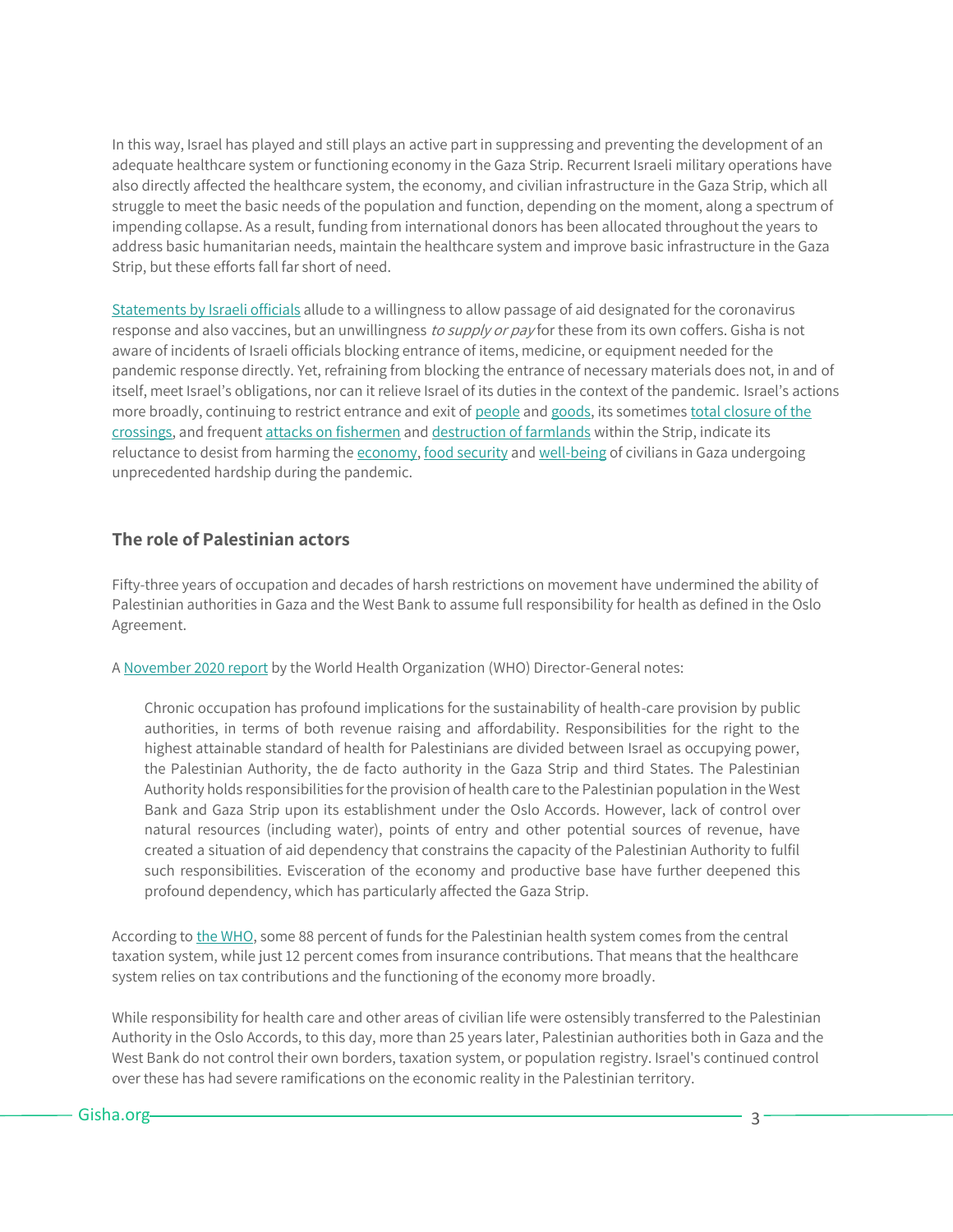In this way, Israel has played and still plays an active part in suppressing and preventing the development of an adequate healthcare system or functioning economy in the Gaza Strip. Recurrent Israeli military operations have also directly affected the healthcare system, the economy, and civilian infrastructure in the Gaza Strip, which all struggle to meet the basic needs of the population and function, depending on the moment, along a spectrum of impending collapse. As a result, funding from international donors has been allocated throughout the years to address basic humanitarian needs, maintain the healthcare system and improve basic infrastructure in the Gaza Strip, but these efforts fall far short of need.

Statements by Israeli officials allude to a willingness to allow passage of aid designated for the coronavirus response and also vaccines, but an unwillingness *to supply or pay* for these from its own coffers. Gisha is not aware of incidents of Israeli officials blocking entrance of items, medicine, or equipment needed for the pandemic response directly. Yet, refraining from blocking the entrance of necessary materials does not, in and of itself, meet Israel's obligations, nor can it relieve Israel of its duties in the context of the pandemic. Israel's actions more broadly, continuing to restrict entrance and exit of people and goods, its sometimes total closure of the crossings, and frequent attacks on fishermen and destruction of farmlands within the Strip, indicate its reluctance to desist from harming the economy, food security and well-being of civilians in Gaza undergoing unprecedented hardship during the pandemic.

## The role of Palestinian actors

Fifty-three years of occupation and decades of harsh restrictions on movement have undermined the ability of Palestinian authorities in Gaza and the West Bank to assume full responsibility for health as defined in the Oslo Agreement.

A November 2020 report by the World Health Organization (WHO) Director-General notes:

> Chronic occupation has profound implications for the sustainability of health-care provision by public authorities, in terms of both revenue raising and affordability. Responsibilities for the right to the highest attainable standard of health for Palestinians are divided between Israel as occupying power, the Palestinian Authority, the de facto authority in the Gaza Strip and third States. The Palestinian Authority holds responsibilities for the provision of health care to the Palestinian population in the West Bank and Gaza Strip upon its establishment under the Oslo Accords. However, lack of control over natural resources (including water), points of entry and other potential sources of revenue, have created a situation of aid dependency that constrains the capacity of the Palestinian Authority to fulfil such responsibilities. Evisceration of the economy and productive base have further deepened this profound dependency, which has particularly affected the Gaza Strip.

According to the WHO, some 88 percent of funds for the Palestinian health system comes from the central taxation system, while just 12 percent comes from insurance contributions. That means that the healthcare system relies on tax contributions and the functioning of the economy more broadly.

While responsibility for health care and other areas of civilian life were ostensibly transferred to the Palestinian Authority in the Oslo Accords, to this day, more than 25 years later, Palestinian authorities both in Gaza and the West Bank do not control their own borders, taxation system, or population registry. Israel's continued control over these has had severe ramifications on the economic reality in the Palestinian territory.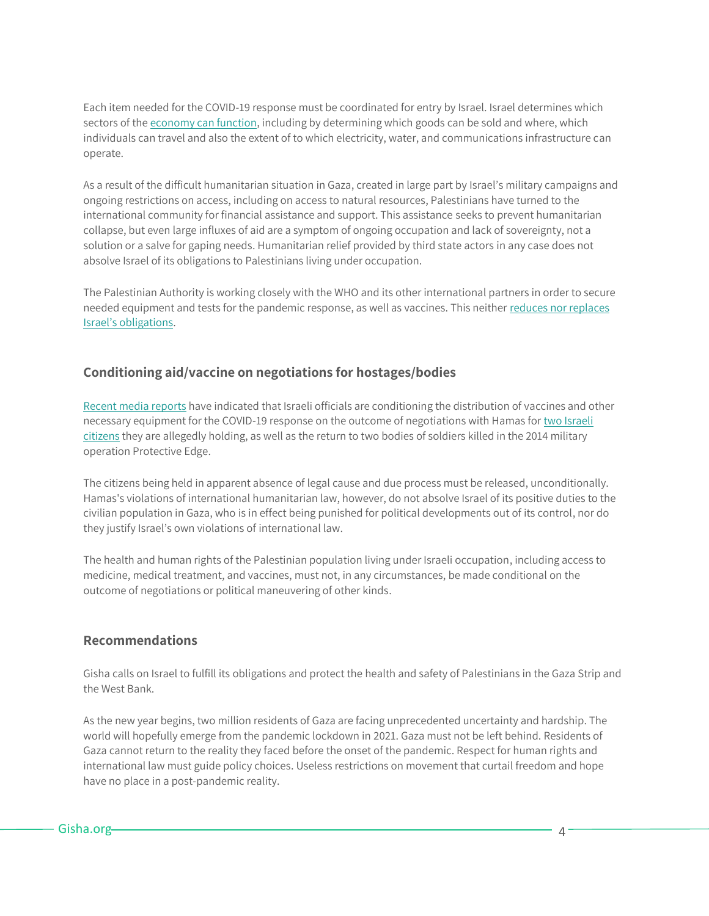Each item needed for the COVID-19 response must be coordinated for entry by Israel. Israel determines which sectors of the economy can function, including by determining which goods can be sold and where, which individuals can travel and also the extent of to which electricity, water, and communications infrastructure can operate.

As a result of the difficult humanitarian situation in Gaza, created in large part by Israel's military campaigns and ongoing restrictions on access, including on access to natural resources, Palestinians have turned to the international community for financial assistance and support. This assistance seeks to prevent humanitarian collapse, but even large influxes of aid are a symptom of ongoing occupation and lack of sovereignty, not a solution or a salve for gaping needs. Humanitarian relief provided by third state actors in any case does not absolve Israel of its obligations to Palestinians living under occupation.

The Palestinian Authority is working closely with the WHO and its other international partners in order to secure needed equipment and tests for the pandemic response, as well as vaccines. This neither reduces nor replaces Israel's obligations.

## Conditioning aid/vaccine on negotiations for hostages/bodies

Recent media reports have indicated that Israeli officials are conditioning the distribution of vaccines and other necessary equipment for the COVID-19 response on the outcome of negotiations with Hamas for two Israeli citizens they are allegedly holding, as well as the return to two bodies of soldiers killed in the 2014 military operation Protective Edge.

The citizens being held in apparent absence of legal cause and due process must be released, unconditionally. Hamas's violations of international humanitarian law, however, do not absolve Israel of its positive duties to the civilian population in Gaza, who is in effect being punished for political developments out of its control, nor do they justify Israel's own violations of international law.

The health and human rights of the Palestinian population living under Israeli occupation, including access to medicine, medical treatment, and vaccines, must not, in any circumstances, be made conditional on the outcome of negotiations or political maneuvering of other kinds.

## Recommendations

Gisha calls on Israel to fulfill its obligations and protect the health and safety of Palestinians in the Gaza Strip and the West Bank.

As the new year begins, two million residents of Gaza are facing unprecedented uncertainty and hardship. The world will hopefully emerge from the pandemic lockdown in 2021. Gaza must not be left behind. Residents of Gaza cannot return to the reality they faced before the onset of the pandemic. Respect for human rights and international law must guide policy choices. Useless restrictions on movement that curtail freedom and hope have no place in a post-pandemic reality.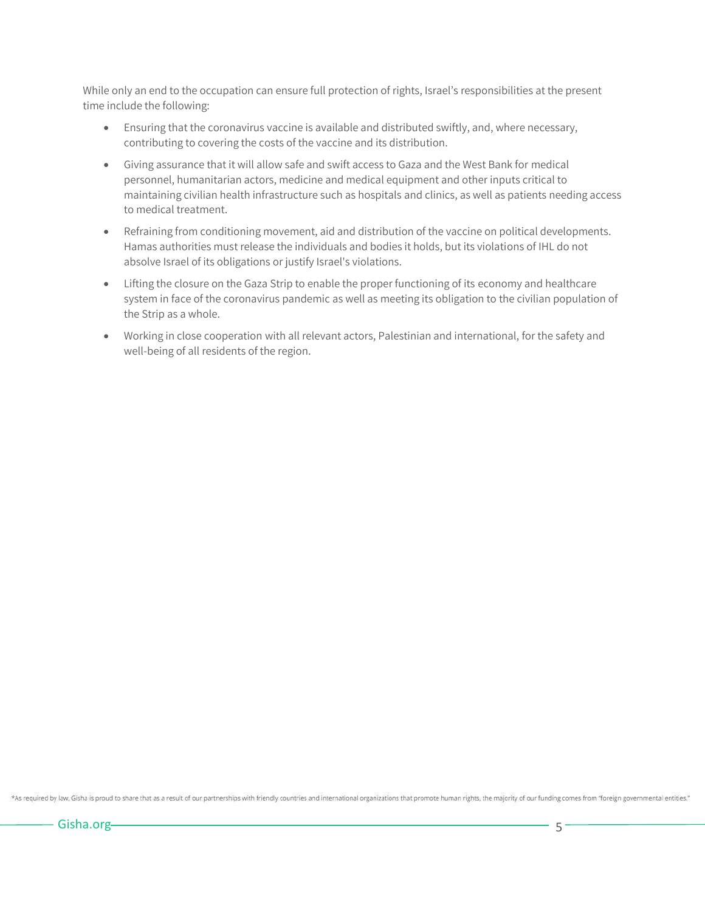While only an end to the occupation can ensure full protection of rights, Israel's responsibilities at the present time include the following:

- Ensuring that the coronavirus vaccine is available and distributed swiftly, and, where necessary, contributing to covering the costs of the vaccine and its distribution.
- Giving assurance that it will allow safe and swift access to Gaza and the West Bank for medical personnel, humanitarian actors, medicine and medical equipment and other inputs critical to maintaining civilian health infrastructure such as hospitals and clinics, as well as patients needing access to medical treatment.
- Refraining from conditioning movement, aid and distribution of the vaccine on political developments. Hamas authorities must release the individuals and bodies it holds, but its violations of IHL do not absolve Israel of its obligations or justify Israel's violations.
- Lifting the closure on the Gaza Strip to enable the proper functioning of its economy and healthcare system in face of the coronavirus pandemic as well as meeting its obligation to the civilian population of the Strip as a whole.
- Working in close cooperation with all relevant actors, Palestinian and international, for the safety and well-being of all residents of the region.